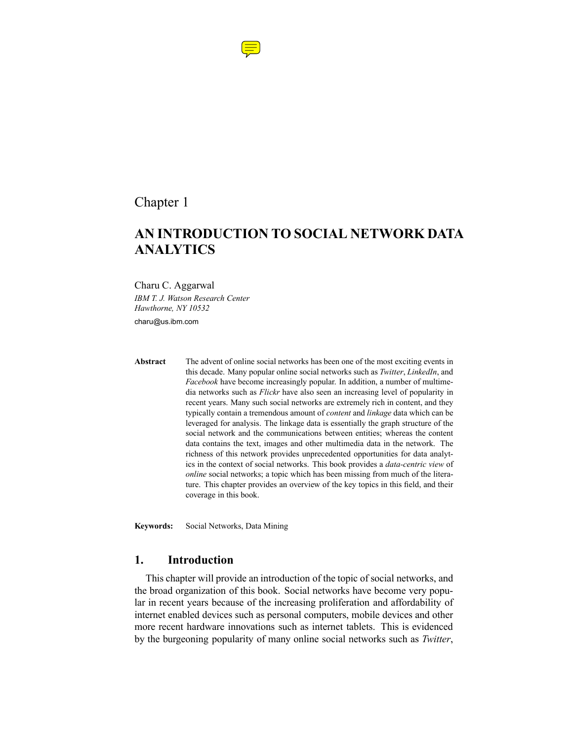Chapter 1

# AN INTRODUCTION TO SOCIAL NETWORK DATA ANALYTICS

Charu C. Aggarwal

*IBM T. J. Watson Research Center*
*Hawthorne, NY 10532*

charu@us.ibm.com

**Abstract** The advent of online social networks has been one of the most exciting events in this decade. Many popular online social networks such as *Twitter*, *LinkedIn*, and *Facebook* have become increasingly popular. In addition, a number of multimedia networks such as *Flickr* have also seen an increasing level of popularity in recent years. Many such social networks are extremely rich in content, and they typically contain a tremendous amount of *content* and *linkage* data which can be leveraged for analysis. The linkage data is essentially the graph structure of the social network and the communications between entities; whereas the content data contains the text, images and other multimedia data in the network. The richness of this network provides unprecedented opportunities for data analytics in the context of social networks. This book provides a *data-centric view* of *online* social networks; a topic which has been missing from much of the literature. This chapter provides an overview of the key topics in this field, and their coverage in this book.

**Keywords:** Social Networks, Data Mining

## 1. Introduction

This chapter will provide an introduction of the topic of social networks, and the broad organization of this book. Social networks have become very popular in recent years because of the increasing proliferation and affordability of internet enabled devices such as personal computers, mobile devices and other more recent hardware innovations such as internet tablets. This is evidenced by the burgeoning popularity of many online social networks such as *Twitter*,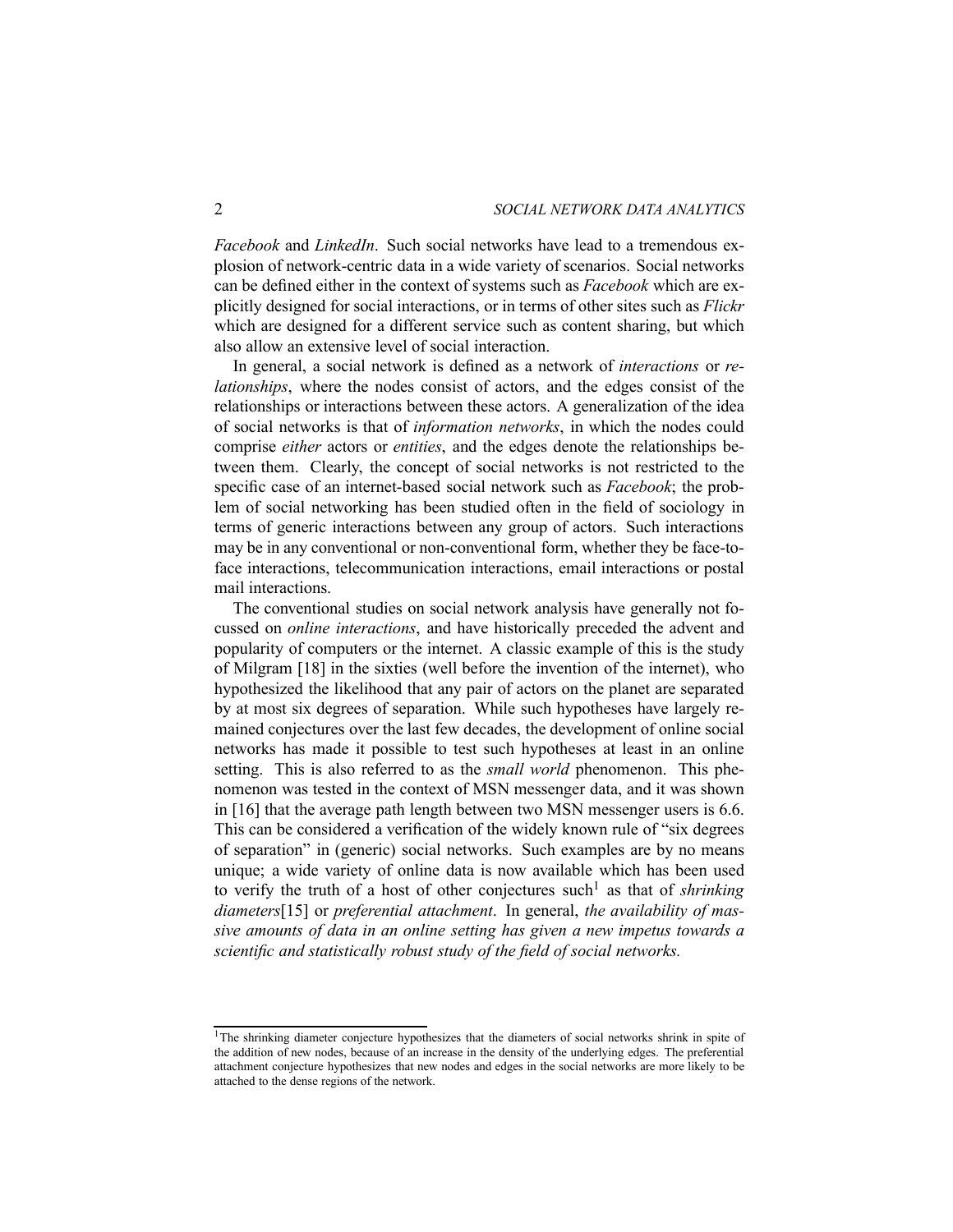*Facebook* and *LinkedIn*. Such social networks have lead to a tremendous explosion of network-centric data in a wide variety of scenarios. Social networks can be defined either in the context of systems such as *Facebook* which are explicitly designed for social interactions, or in terms of other sites such as *Flickr* which are designed for a different service such as content sharing, but which also allow an extensive level of social interaction.

In general, a social network is defined as a network of *interactions* or *relationships*, where the nodes consist of actors, and the edges consist of the relationships or interactions between these actors. A generalization of the idea of social networks is that of *information networks*, in which the nodes could comprise *either* actors or *entities*, and the edges denote the relationships between them. Clearly, the concept of social networks is not restricted to the specific case of an internet-based social network such as *Facebook*; the problem of social networking has been studied often in the field of sociology in terms of generic interactions between any group of actors. Such interactions may be in any conventional or non-conventional form, whether they be face-to-face interactions, telecommunication interactions, email interactions or postal mail interactions.

The conventional studies on social network analysis have generally not focussed on *online interactions*, and have historically preceded the advent and popularity of computers or the internet. A classic example of this is the study of Milgram [18] in the sixties (well before the invention of the internet), who hypothesized the likelihood that any pair of actors on the planet are separated by at most six degrees of separation. While such hypotheses have largely remained conjectures over the last few decades, the development of online social networks has made it possible to test such hypotheses at least in an online setting. This is also referred to as the *small world* phenomenon. This phenomenon was tested in the context of MSN messenger data, and it was shown in [16] that the average path length between two MSN messenger users is 6.6. This can be considered a verification of the widely known rule of "six degrees of separation" in (generic) social networks. Such examples are by no means unique; a wide variety of online data is now available which has been used to verify the truth of a host of other conjectures such[1] as that of *shrinking diameters*[15] or *preferential attachment*. In general, *the availability of massive amounts of data in an online setting has given a new impetus towards a scientific and statistically robust study of the field of social networks.*

[1]The shrinking diameter conjecture hypothesizes that the diameters of social networks shrink in spite of the addition of new nodes, because of an increase in the density of the underlying edges. The preferential attachment conjecture hypothesizes that new nodes and edges in the social networks are more likely to be attached to the dense regions of the network.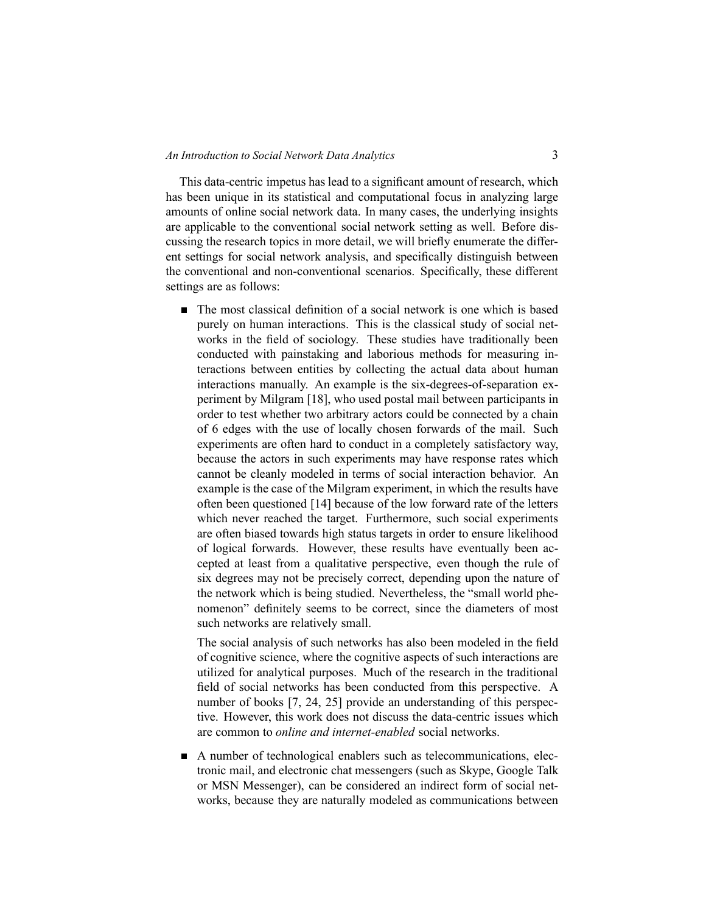This data-centric impetus has lead to a significant amount of research, which has been unique in its statistical and computational focus in analyzing large amounts of online social network data. In many cases, the underlying insights are applicable to the conventional social network setting as well. Before discussing the research topics in more detail, we will briefly enumerate the different settings for social network analysis, and specifically distinguish between the conventional and non-conventional scenarios. Specifically, these different settings are as follows:

- The most classical definition of a social network is one which is based purely on human interactions. This is the classical study of social networks in the field of sociology. These studies have traditionally been conducted with painstaking and laborious methods for measuring interactions between entities by collecting the actual data about human interactions manually. An example is the six-degrees-of-separation experiment by Milgram [18], who used postal mail between participants in order to test whether two arbitrary actors could be connected by a chain of 6 edges with the use of locally chosen forwards of the mail. Such experiments are often hard to conduct in a completely satisfactory way, because the actors in such experiments may have response rates which cannot be cleanly modeled in terms of social interaction behavior. An example is the case of the Milgram experiment, in which the results have often been questioned [14] because of the low forward rate of the letters which never reached the target. Furthermore, such social experiments are often biased towards high status targets in order to ensure likelihood of logical forwards. However, these results have eventually been accepted at least from a qualitative perspective, even though the rule of six degrees may not be precisely correct, depending upon the nature of the network which is being studied. Nevertheless, the "small world phenomenon" definitely seems to be correct, since the diameters of most such networks are relatively small.

  The social analysis of such networks has also been modeled in the field of cognitive science, where the cognitive aspects of such interactions are utilized for analytical purposes. Much of the research in the traditional field of social networks has been conducted from this perspective. A number of books [7, 24, 25] provide an understanding of this perspective. However, this work does not discuss the data-centric issues which are common to *online and internet-enabled* social networks.

- A number of technological enablers such as telecommunications, electronic mail, and electronic chat messengers (such as Skype, Google Talk or MSN Messenger), can be considered an indirect form of social networks, because they are naturally modeled as communications between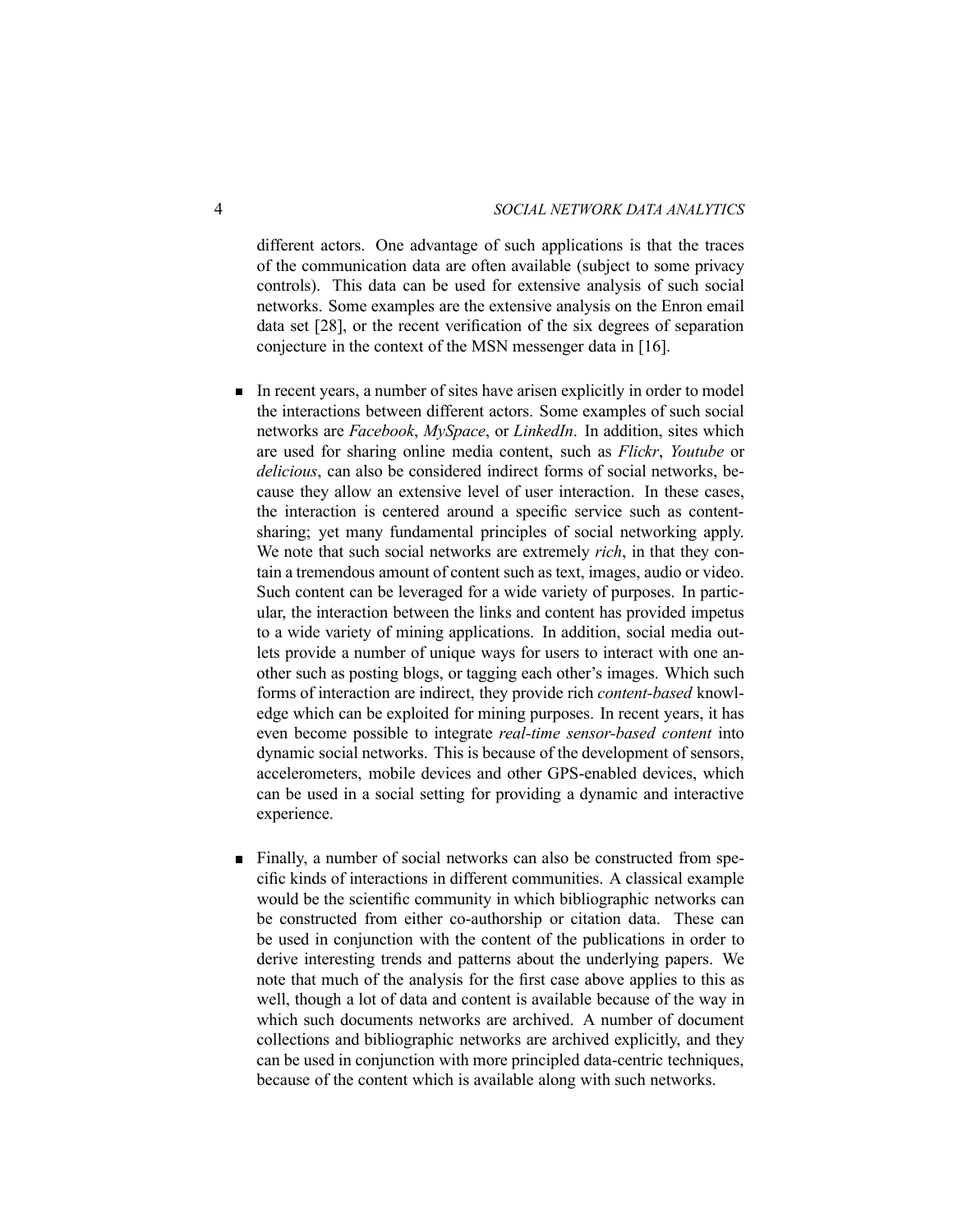different actors. One advantage of such applications is that the traces of the communication data are often available (subject to some privacy controls). This data can be used for extensive analysis of such social networks. Some examples are the extensive analysis on the Enron email data set [28], or the recent verification of the six degrees of separation conjecture in the context of the MSN messenger data in [16].

- In recent years, a number of sites have arisen explicitly in order to model the interactions between different actors. Some examples of such social networks are *Facebook*, *MySpace*, or *LinkedIn*. In addition, sites which are used for sharing online media content, such as *Flickr*, *Youtube* or *delicious*, can also be considered indirect forms of social networks, because they allow an extensive level of user interaction. In these cases, the interaction is centered around a specific service such as content-sharing; yet many fundamental principles of social networking apply. We note that such social networks are extremely *rich*, in that they contain a tremendous amount of content such as text, images, audio or video. Such content can be leveraged for a wide variety of purposes. In particular, the interaction between the links and content has provided impetus to a wide variety of mining applications. In addition, social media outlets provide a number of unique ways for users to interact with one another such as posting blogs, or tagging each other's images. Which such forms of interaction are indirect, they provide rich *content-based* knowledge which can be exploited for mining purposes. In recent years, it has even become possible to integrate *real-time sensor-based content* into dynamic social networks. This is because of the development of sensors, accelerometers, mobile devices and other GPS-enabled devices, which can be used in a social setting for providing a dynamic and interactive experience.

- Finally, a number of social networks can also be constructed from specific kinds of interactions in different communities. A classical example would be the scientific community in which bibliographic networks can be constructed from either co-authorship or citation data. These can be used in conjunction with the content of the publications in order to derive interesting trends and patterns about the underlying papers. We note that much of the analysis for the first case above applies to this as well, though a lot of data and content is available because of the way in which such documents networks are archived. A number of document collections and bibliographic networks are archived explicitly, and they can be used in conjunction with more principled data-centric techniques, because of the content which is available along with such networks.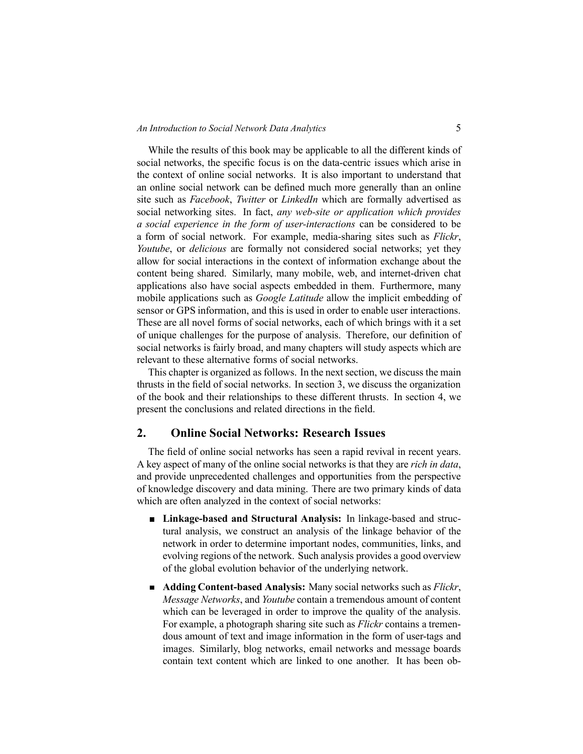While the results of this book may be applicable to all the different kinds of social networks, the specific focus is on the data-centric issues which arise in the context of online social networks. It is also important to understand that an online social network can be defined much more generally than an online site such as *Facebook*, *Twitter* or *LinkedIn* which are formally advertised as social networking sites. In fact, *any web-site or application which provides a social experience in the form of user-interactions* can be considered to be a form of social network. For example, media-sharing sites such as *Flickr*, *Youtube*, or *delicious* are formally not considered social networks; yet they allow for social interactions in the context of information exchange about the content being shared. Similarly, many mobile, web, and internet-driven chat applications also have social aspects embedded in them. Furthermore, many mobile applications such as *Google Latitude* allow the implicit embedding of sensor or GPS information, and this is used in order to enable user interactions. These are all novel forms of social networks, each of which brings with it a set of unique challenges for the purpose of analysis. Therefore, our definition of social networks is fairly broad, and many chapters will study aspects which are relevant to these alternative forms of social networks.

This chapter is organized as follows. In the next section, we discuss the main thrusts in the field of social networks. In section 3, we discuss the organization of the book and their relationships to these different thrusts. In section 4, we present the conclusions and related directions in the field.

## 2. Online Social Networks: Research Issues

The field of online social networks has seen a rapid revival in recent years. A key aspect of many of the online social networks is that they are *rich in data*, and provide unprecedented challenges and opportunities from the perspective of knowledge discovery and data mining. There are two primary kinds of data which are often analyzed in the context of social networks:

- **Linkage-based and Structural Analysis:** In linkage-based and structural analysis, we construct an analysis of the linkage behavior of the network in order to determine important nodes, communities, links, and evolving regions of the network. Such analysis provides a good overview of the global evolution behavior of the underlying network.

- **Adding Content-based Analysis:** Many social networks such as *Flickr*, *Message Networks*, and *Youtube* contain a tremendous amount of content which can be leveraged in order to improve the quality of the analysis. For example, a photograph sharing site such as *Flickr* contains a tremendous amount of text and image information in the form of user-tags and images. Similarly, blog networks, email networks and message boards contain text content which are linked to one another. It has been ob-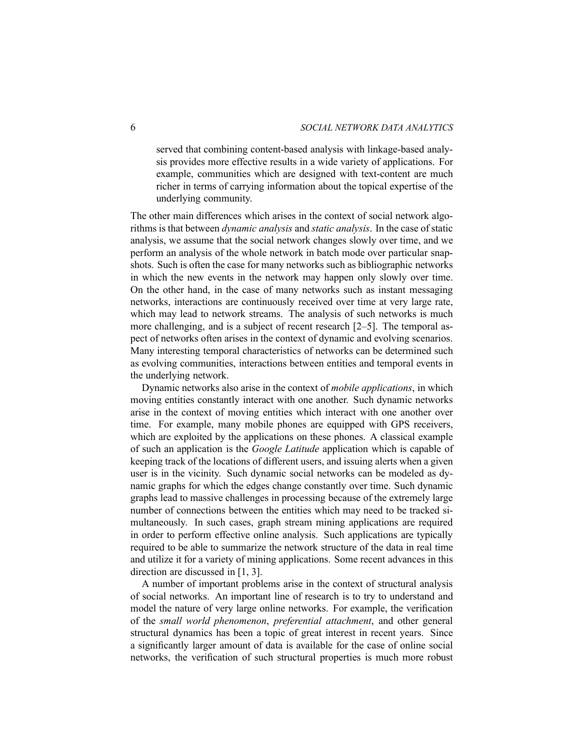served that combining content-based analysis with linkage-based analysis provides more effective results in a wide variety of applications. For example, communities which are designed with text-content are much richer in terms of carrying information about the topical expertise of the underlying community.

The other main differences which arises in the context of social network algorithms is that between *dynamic analysis* and *static analysis*. In the case of static analysis, we assume that the social network changes slowly over time, and we perform an analysis of the whole network in batch mode over particular snapshots. Such is often the case for many networks such as bibliographic networks in which the new events in the network may happen only slowly over time. On the other hand, in the case of many networks such as instant messaging networks, interactions are continuously received over time at very large rate, which may lead to network streams. The analysis of such networks is much more challenging, and is a subject of recent research [2–5]. The temporal aspect of networks often arises in the context of dynamic and evolving scenarios. Many interesting temporal characteristics of networks can be determined such as evolving communities, interactions between entities and temporal events in the underlying network.

Dynamic networks also arise in the context of *mobile applications*, in which moving entities constantly interact with one another. Such dynamic networks arise in the context of moving entities which interact with one another over time. For example, many mobile phones are equipped with GPS receivers, which are exploited by the applications on these phones. A classical example of such an application is the *Google Latitude* application which is capable of keeping track of the locations of different users, and issuing alerts when a given user is in the vicinity. Such dynamic social networks can be modeled as dynamic graphs for which the edges change constantly over time. Such dynamic graphs lead to massive challenges in processing because of the extremely large number of connections between the entities which may need to be tracked simultaneously. In such cases, graph stream mining applications are required in order to perform effective online analysis. Such applications are typically required to be able to summarize the network structure of the data in real time and utilize it for a variety of mining applications. Some recent advances in this direction are discussed in [1, 3].

A number of important problems arise in the context of structural analysis of social networks. An important line of research is to try to understand and model the nature of very large online networks. For example, the verification of the *small world phenomenon*, *preferential attachment*, and other general structural dynamics has been a topic of great interest in recent years. Since a significantly larger amount of data is available for the case of online social networks, the verification of such structural properties is much more robust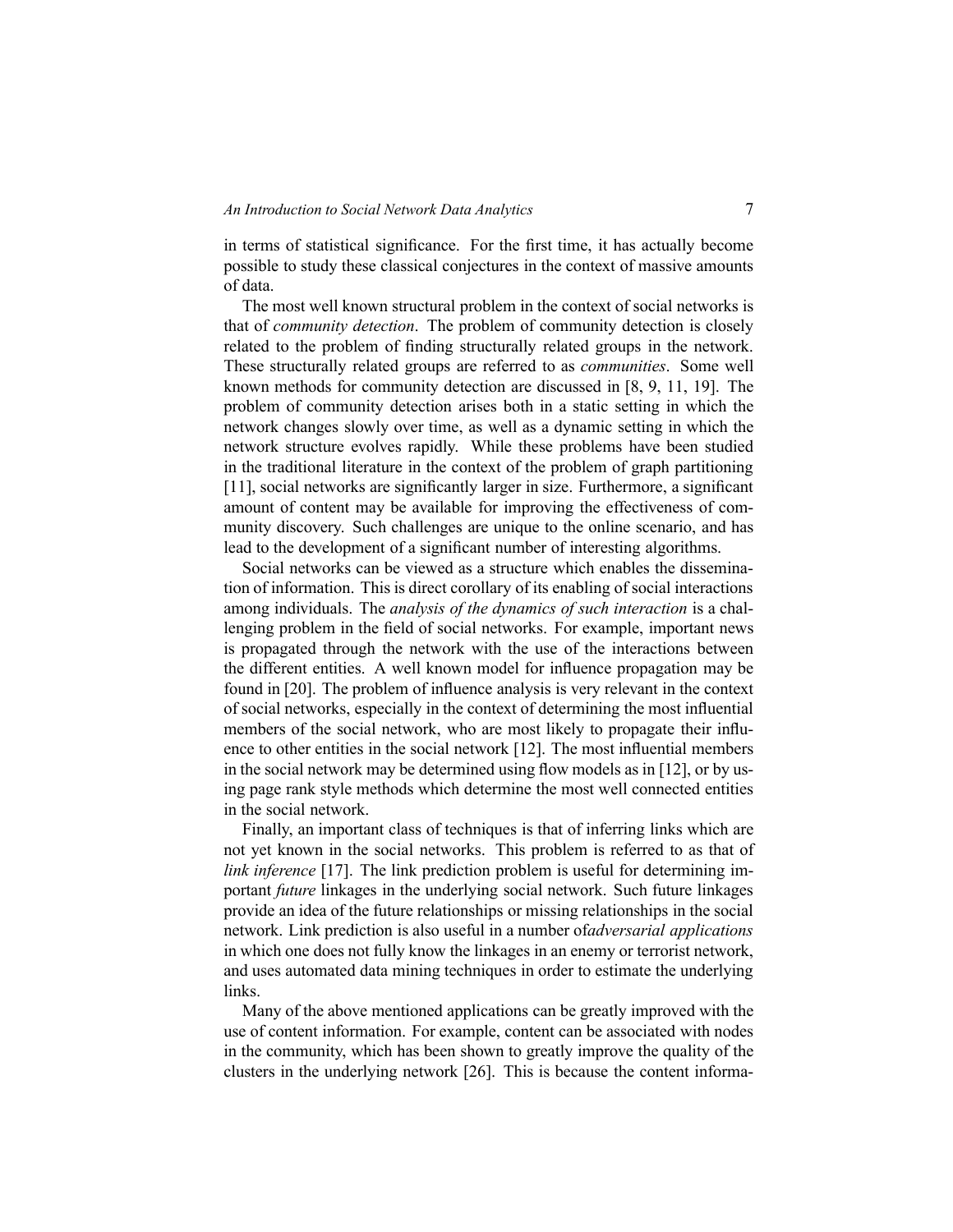in terms of statistical significance. For the first time, it has actually become possible to study these classical conjectures in the context of massive amounts of data.

The most well known structural problem in the context of social networks is that of *community detection*. The problem of community detection is closely related to the problem of finding structurally related groups in the network. These structurally related groups are referred to as *communities*. Some well known methods for community detection are discussed in [8, 9, 11, 19]. The problem of community detection arises both in a static setting in which the network changes slowly over time, as well as a dynamic setting in which the network structure evolves rapidly. While these problems have been studied in the traditional literature in the context of the problem of graph partitioning [11], social networks are significantly larger in size. Furthermore, a significant amount of content may be available for improving the effectiveness of community discovery. Such challenges are unique to the online scenario, and has lead to the development of a significant number of interesting algorithms.

Social networks can be viewed as a structure which enables the dissemination of information. This is direct corollary of its enabling of social interactions among individuals. The *analysis of the dynamics of such interaction* is a challenging problem in the field of social networks. For example, important news is propagated through the network with the use of the interactions between the different entities. A well known model for influence propagation may be found in [20]. The problem of influence analysis is very relevant in the context of social networks, especially in the context of determining the most influential members of the social network, who are most likely to propagate their influence to other entities in the social network [12]. The most influential members in the social network may be determined using flow models as in [12], or by using page rank style methods which determine the most well connected entities in the social network.

Finally, an important class of techniques is that of inferring links which are not yet known in the social networks. This problem is referred to as that of *link inference* [17]. The link prediction problem is useful for determining important *future* linkages in the underlying social network. Such future linkages provide an idea of the future relationships or missing relationships in the social network. Link prediction is also useful in a number of*adversarial applications* in which one does not fully know the linkages in an enemy or terrorist network, and uses automated data mining techniques in order to estimate the underlying links.

Many of the above mentioned applications can be greatly improved with the use of content information. For example, content can be associated with nodes in the community, which has been shown to greatly improve the quality of the clusters in the underlying network [26]. This is because the content informa-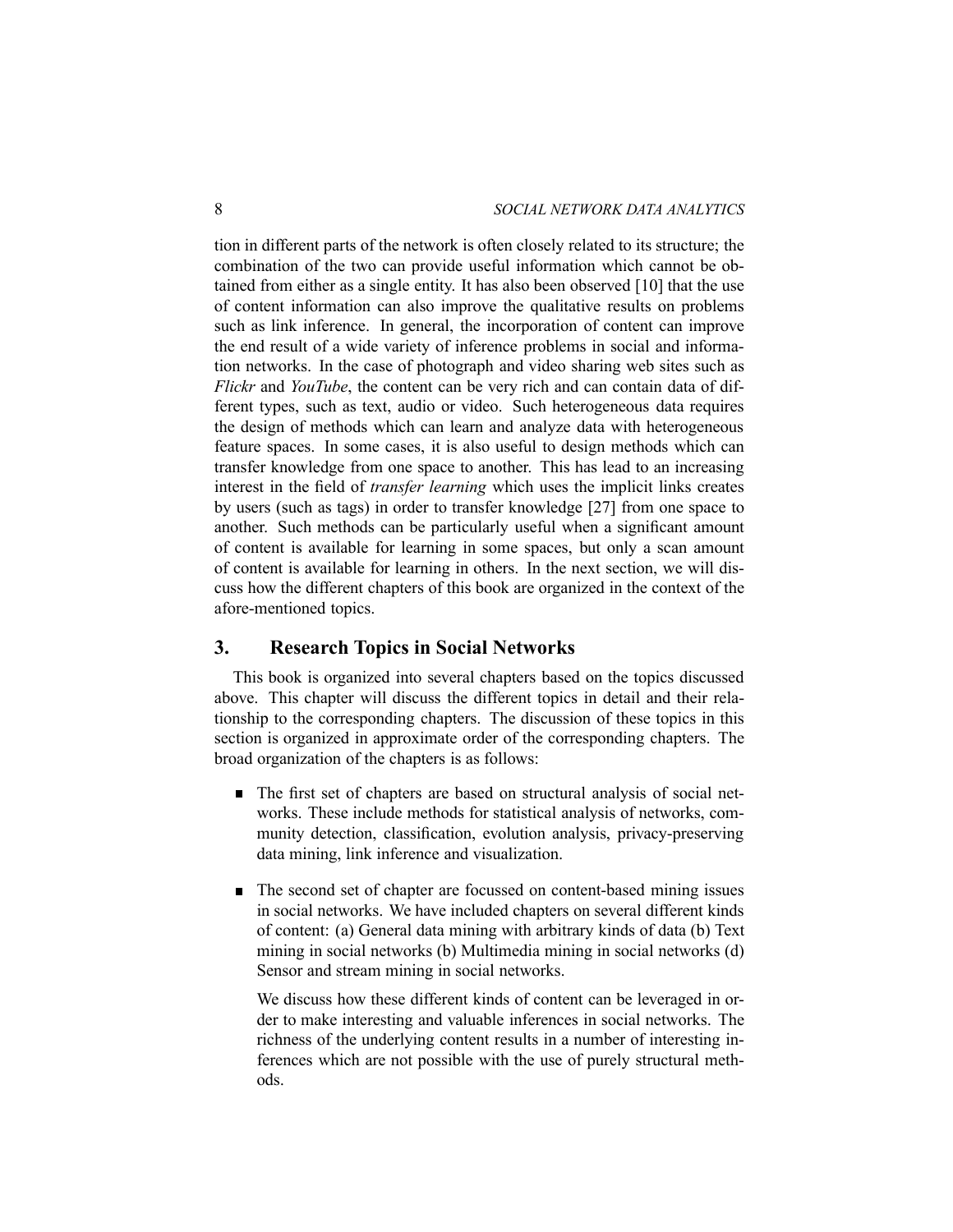tion in different parts of the network is often closely related to its structure; the combination of the two can provide useful information which cannot be obtained from either as a single entity. It has also been observed [10] that the use of content information can also improve the qualitative results on problems such as link inference. In general, the incorporation of content can improve the end result of a wide variety of inference problems in social and information networks. In the case of photograph and video sharing web sites such as *Flickr* and *YouTube*, the content can be very rich and can contain data of different types, such as text, audio or video. Such heterogeneous data requires the design of methods which can learn and analyze data with heterogeneous feature spaces. In some cases, it is also useful to design methods which can transfer knowledge from one space to another. This has lead to an increasing interest in the field of *transfer learning* which uses the implicit links creates by users (such as tags) in order to transfer knowledge [27] from one space to another. Such methods can be particularly useful when a significant amount of content is available for learning in some spaces, but only a scan amount of content is available for learning in others. In the next section, we will discuss how the different chapters of this book are organized in the context of the afore-mentioned topics.

## 3. Research Topics in Social Networks

This book is organized into several chapters based on the topics discussed above. This chapter will discuss the different topics in detail and their relationship to the corresponding chapters. The discussion of these topics in this section is organized in approximate order of the corresponding chapters. The broad organization of the chapters is as follows:

- The first set of chapters are based on structural analysis of social networks. These include methods for statistical analysis of networks, community detection, classification, evolution analysis, privacy-preserving data mining, link inference and visualization.

- The second set of chapter are focussed on content-based mining issues in social networks. We have included chapters on several different kinds of content: (a) General data mining with arbitrary kinds of data (b) Text mining in social networks (b) Multimedia mining in social networks (d) Sensor and stream mining in social networks.

  We discuss how these different kinds of content can be leveraged in order to make interesting and valuable inferences in social networks. The richness of the underlying content results in a number of interesting inferences which are not possible with the use of purely structural methods.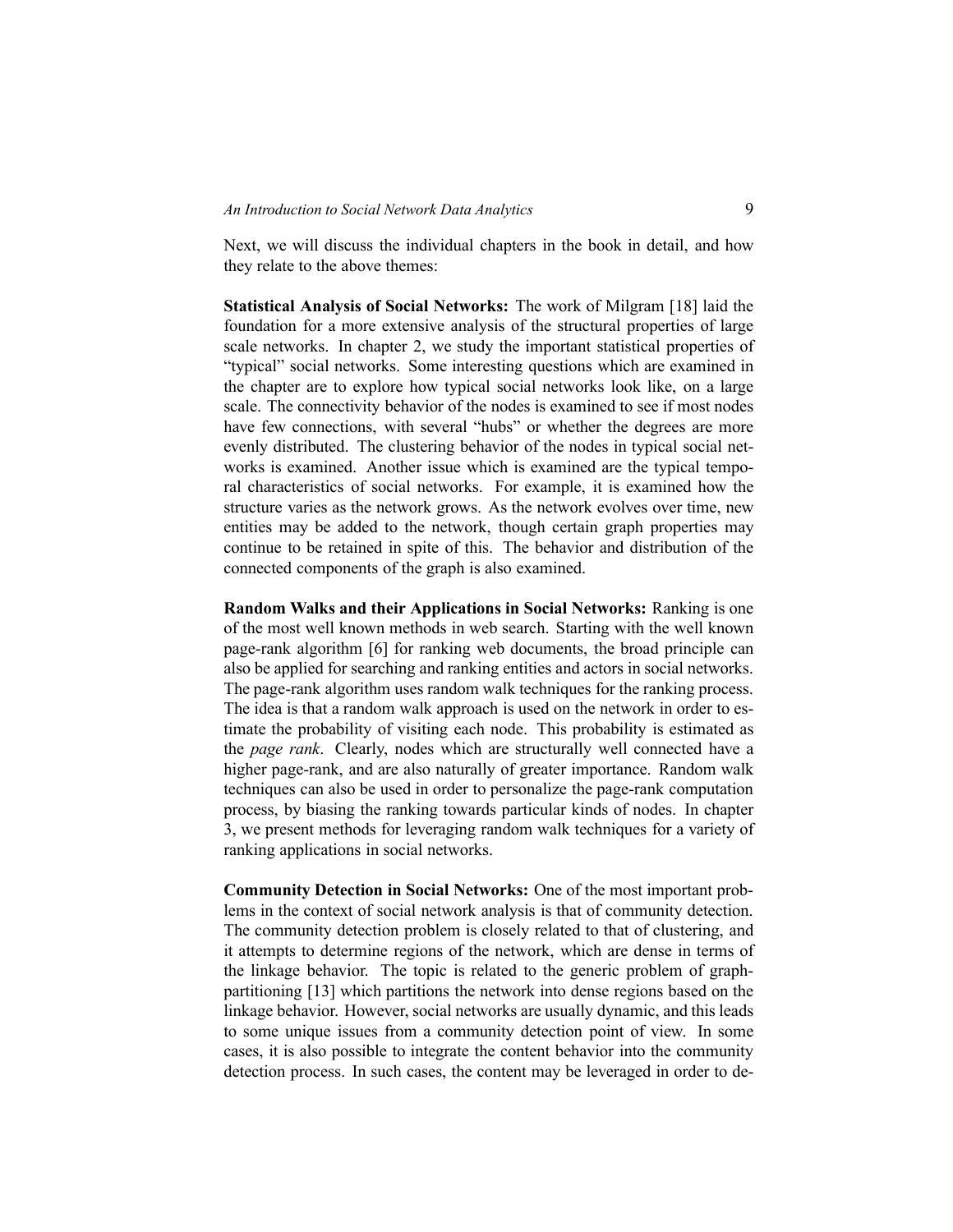Next, we will discuss the individual chapters in the book in detail, and how they relate to the above themes:

**Statistical Analysis of Social Networks:** The work of Milgram [18] laid the foundation for a more extensive analysis of the structural properties of large scale networks. In chapter 2, we study the important statistical properties of "typical" social networks. Some interesting questions which are examined in the chapter are to explore how typical social networks look like, on a large scale. The connectivity behavior of the nodes is examined to see if most nodes have few connections, with several "hubs" or whether the degrees are more evenly distributed. The clustering behavior of the nodes in typical social networks is examined. Another issue which is examined are the typical temporal characteristics of social networks. For example, it is examined how the structure varies as the network grows. As the network evolves over time, new entities may be added to the network, though certain graph properties may continue to be retained in spite of this. The behavior and distribution of the connected components of the graph is also examined.

**Random Walks and their Applications in Social Networks:** Ranking is one of the most well known methods in web search. Starting with the well known page-rank algorithm [6] for ranking web documents, the broad principle can also be applied for searching and ranking entities and actors in social networks. The page-rank algorithm uses random walk techniques for the ranking process. The idea is that a random walk approach is used on the network in order to estimate the probability of visiting each node. This probability is estimated as the *page rank*. Clearly, nodes which are structurally well connected have a higher page-rank, and are also naturally of greater importance. Random walk techniques can also be used in order to personalize the page-rank computation process, by biasing the ranking towards particular kinds of nodes. In chapter 3, we present methods for leveraging random walk techniques for a variety of ranking applications in social networks.

**Community Detection in Social Networks:** One of the most important problems in the context of social network analysis is that of community detection. The community detection problem is closely related to that of clustering, and it attempts to determine regions of the network, which are dense in terms of the linkage behavior. The topic is related to the generic problem of graph-partitioning [13] which partitions the network into dense regions based on the linkage behavior. However, social networks are usually dynamic, and this leads to some unique issues from a community detection point of view. In some cases, it is also possible to integrate the content behavior into the community detection process. In such cases, the content may be leveraged in order to de-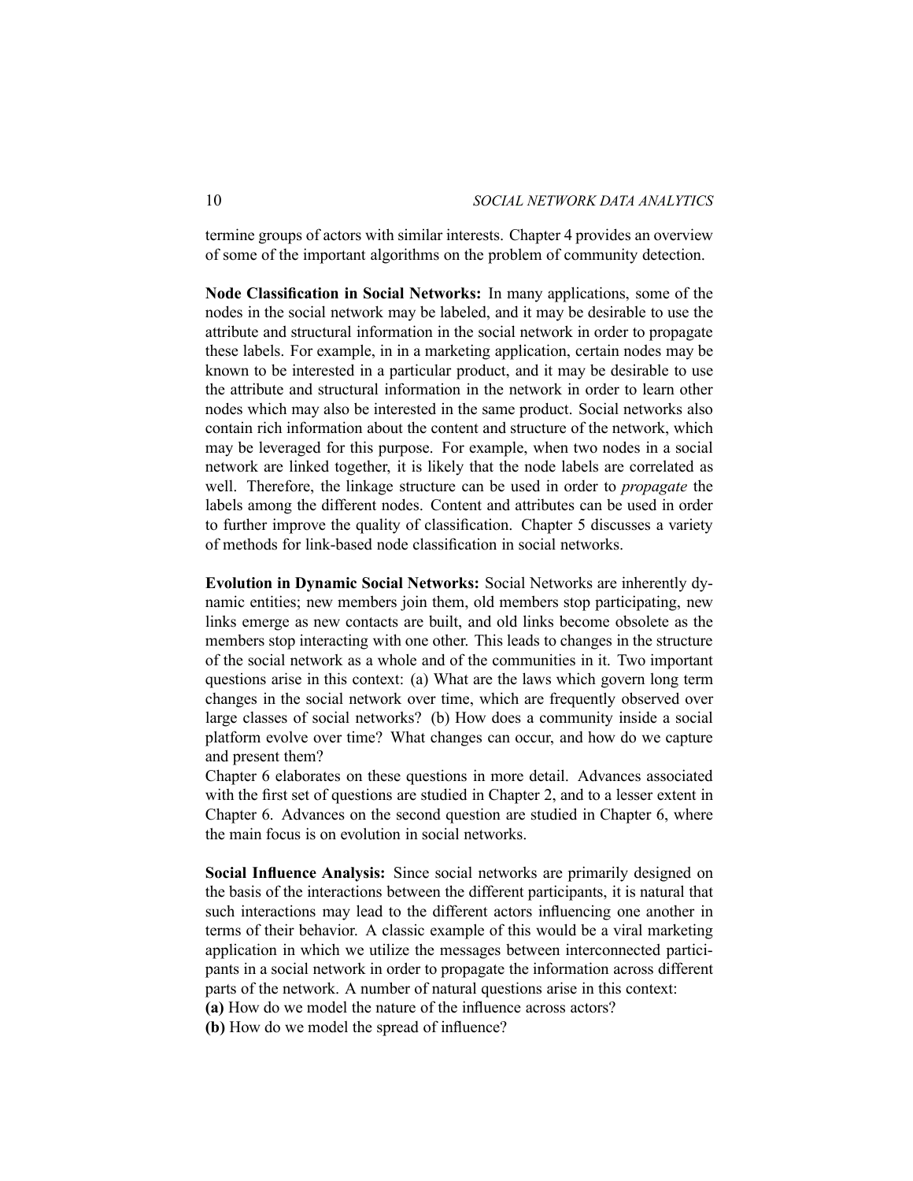termine groups of actors with similar interests. Chapter 4 provides an overview of some of the important algorithms on the problem of community detection.

**Node Classification in Social Networks:** In many applications, some of the nodes in the social network may be labeled, and it may be desirable to use the attribute and structural information in the social network in order to propagate these labels. For example, in in a marketing application, certain nodes may be known to be interested in a particular product, and it may be desirable to use the attribute and structural information in the network in order to learn other nodes which may also be interested in the same product. Social networks also contain rich information about the content and structure of the network, which may be leveraged for this purpose. For example, when two nodes in a social network are linked together, it is likely that the node labels are correlated as well. Therefore, the linkage structure can be used in order to *propagate* the labels among the different nodes. Content and attributes can be used in order to further improve the quality of classification. Chapter 5 discusses a variety of methods for link-based node classification in social networks.

**Evolution in Dynamic Social Networks:** Social Networks are inherently dynamic entities; new members join them, old members stop participating, new links emerge as new contacts are built, and old links become obsolete as the members stop interacting with one other. This leads to changes in the structure of the social network as a whole and of the communities in it. Two important questions arise in this context: (a) What are the laws which govern long term changes in the social network over time, which are frequently observed over large classes of social networks? (b) How does a community inside a social platform evolve over time? What changes can occur, and how do we capture and present them?

Chapter 6 elaborates on these questions in more detail. Advances associated with the first set of questions are studied in Chapter 2, and to a lesser extent in Chapter 6. Advances on the second question are studied in Chapter 6, where the main focus is on evolution in social networks.

**Social Influence Analysis:** Since social networks are primarily designed on the basis of the interactions between the different participants, it is natural that such interactions may lead to the different actors influencing one another in terms of their behavior. A classic example of this would be a viral marketing application in which we utilize the messages between interconnected participants in a social network in order to propagate the information across different parts of the network. A number of natural questions arise in this context:

**(a)** How do we model the nature of the influence across actors?

**(b)** How do we model the spread of influence?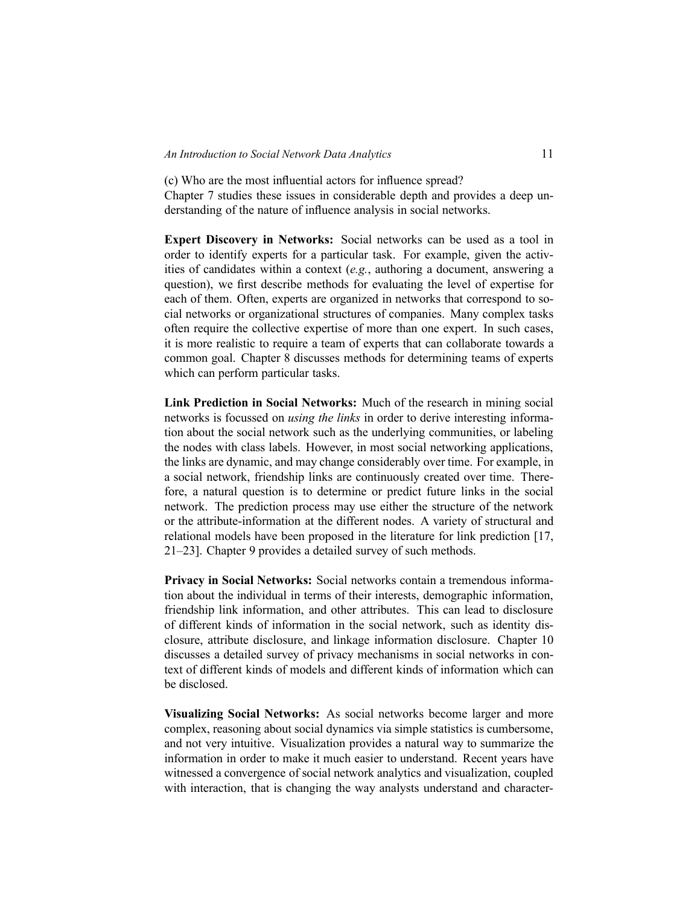(c) Who are the most influential actors for influence spread?
Chapter 7 studies these issues in considerable depth and provides a deep understanding of the nature of influence analysis in social networks.

**Expert Discovery in Networks:** Social networks can be used as a tool in order to identify experts for a particular task. For example, given the activities of candidates within a context (*e.g.*, authoring a document, answering a question), we first describe methods for evaluating the level of expertise for each of them. Often, experts are organized in networks that correspond to social networks or organizational structures of companies. Many complex tasks often require the collective expertise of more than one expert. In such cases, it is more realistic to require a team of experts that can collaborate towards a common goal. Chapter 8 discusses methods for determining teams of experts which can perform particular tasks.

**Link Prediction in Social Networks:** Much of the research in mining social networks is focussed on *using the links* in order to derive interesting information about the social network such as the underlying communities, or labeling the nodes with class labels. However, in most social networking applications, the links are dynamic, and may change considerably over time. For example, in a social network, friendship links are continuously created over time. Therefore, a natural question is to determine or predict future links in the social network. The prediction process may use either the structure of the network or the attribute-information at the different nodes. A variety of structural and relational models have been proposed in the literature for link prediction [17, 21–23]. Chapter 9 provides a detailed survey of such methods.

**Privacy in Social Networks:** Social networks contain a tremendous information about the individual in terms of their interests, demographic information, friendship link information, and other attributes. This can lead to disclosure of different kinds of information in the social network, such as identity disclosure, attribute disclosure, and linkage information disclosure. Chapter 10 discusses a detailed survey of privacy mechanisms in social networks in context of different kinds of models and different kinds of information which can be disclosed.

**Visualizing Social Networks:** As social networks become larger and more complex, reasoning about social dynamics via simple statistics is cumbersome, and not very intuitive. Visualization provides a natural way to summarize the information in order to make it much easier to understand. Recent years have witnessed a convergence of social network analytics and visualization, coupled with interaction, that is changing the way analysts understand and character-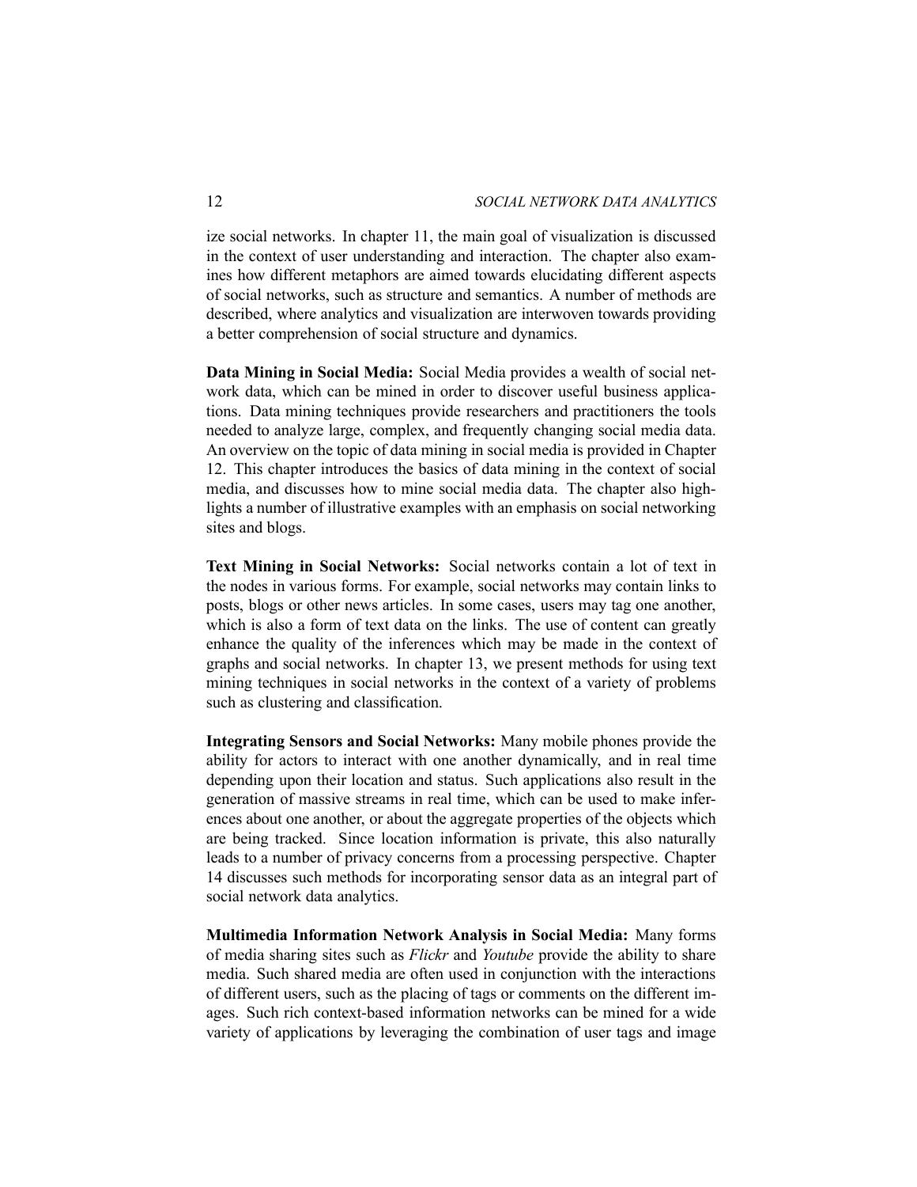ize social networks. In chapter 11, the main goal of visualization is discussed in the context of user understanding and interaction. The chapter also examines how different metaphors are aimed towards elucidating different aspects of social networks, such as structure and semantics. A number of methods are described, where analytics and visualization are interwoven towards providing a better comprehension of social structure and dynamics.

**Data Mining in Social Media:** Social Media provides a wealth of social network data, which can be mined in order to discover useful business applications. Data mining techniques provide researchers and practitioners the tools needed to analyze large, complex, and frequently changing social media data. An overview on the topic of data mining in social media is provided in Chapter 12. This chapter introduces the basics of data mining in the context of social media, and discusses how to mine social media data. The chapter also highlights a number of illustrative examples with an emphasis on social networking sites and blogs.

**Text Mining in Social Networks:** Social networks contain a lot of text in the nodes in various forms. For example, social networks may contain links to posts, blogs or other news articles. In some cases, users may tag one another, which is also a form of text data on the links. The use of content can greatly enhance the quality of the inferences which may be made in the context of graphs and social networks. In chapter 13, we present methods for using text mining techniques in social networks in the context of a variety of problems such as clustering and classification.

**Integrating Sensors and Social Networks:** Many mobile phones provide the ability for actors to interact with one another dynamically, and in real time depending upon their location and status. Such applications also result in the generation of massive streams in real time, which can be used to make inferences about one another, or about the aggregate properties of the objects which are being tracked. Since location information is private, this also naturally leads to a number of privacy concerns from a processing perspective. Chapter 14 discusses such methods for incorporating sensor data as an integral part of social network data analytics.

**Multimedia Information Network Analysis in Social Media:** Many forms of media sharing sites such as *Flickr* and *Youtube* provide the ability to share media. Such shared media are often used in conjunction with the interactions of different users, such as the placing of tags or comments on the different images. Such rich context-based information networks can be mined for a wide variety of applications by leveraging the combination of user tags and image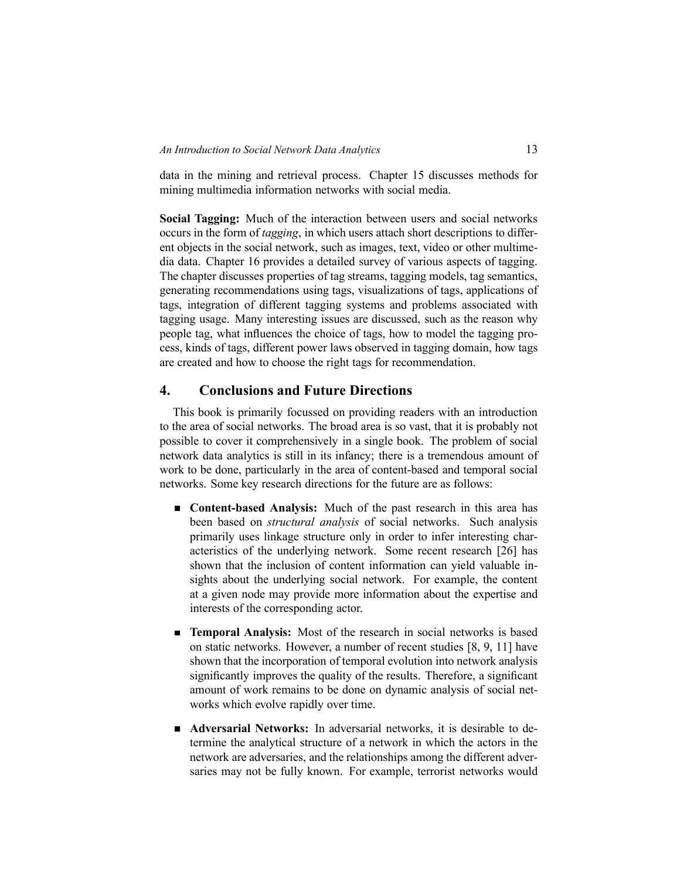data in the mining and retrieval process. Chapter 15 discusses methods for mining multimedia information networks with social media.

**Social Tagging:** Much of the interaction between users and social networks occurs in the form of *tagging*, in which users attach short descriptions to different objects in the social network, such as images, text, video or other multimedia data. Chapter 16 provides a detailed survey of various aspects of tagging. The chapter discusses properties of tag streams, tagging models, tag semantics, generating recommendations using tags, visualizations of tags, applications of tags, integration of different tagging systems and problems associated with tagging usage. Many interesting issues are discussed, such as the reason why people tag, what influences the choice of tags, how to model the tagging process, kinds of tags, different power laws observed in tagging domain, how tags are created and how to choose the right tags for recommendation.

## 4. Conclusions and Future Directions

This book is primarily focussed on providing readers with an introduction to the area of social networks. The broad area is so vast, that it is probably not possible to cover it comprehensively in a single book. The problem of social network data analytics is still in its infancy; there is a tremendous amount of work to be done, particularly in the area of content-based and temporal social networks. Some key research directions for the future are as follows:

- **Content-based Analysis:** Much of the past research in this area has been based on *structural analysis* of social networks. Such analysis primarily uses linkage structure only in order to infer interesting characteristics of the underlying network. Some recent research [26] has shown that the inclusion of content information can yield valuable insights about the underlying social network. For example, the content at a given node may provide more information about the expertise and interests of the corresponding actor.

- **Temporal Analysis:** Most of the research in social networks is based on static networks. However, a number of recent studies [8, 9, 11] have shown that the incorporation of temporal evolution into network analysis significantly improves the quality of the results. Therefore, a significant amount of work remains to be done on dynamic analysis of social networks which evolve rapidly over time.

- **Adversarial Networks:** In adversarial networks, it is desirable to determine the analytical structure of a network in which the actors in the network are adversaries, and the relationships among the different adversaries may not be fully known. For example, terrorist networks would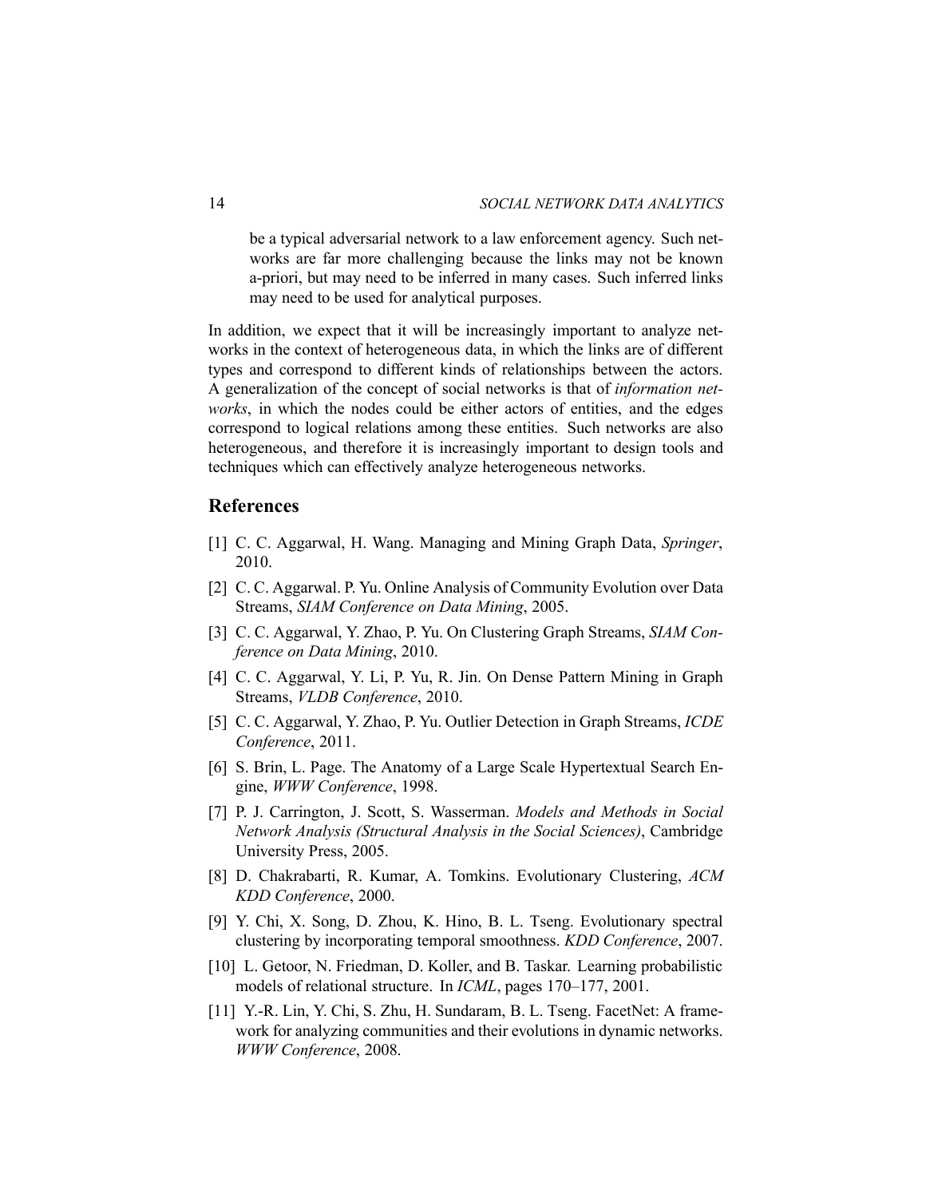be a typical adversarial network to a law enforcement agency. Such networks are far more challenging because the links may not be known a-priori, but may need to be inferred in many cases. Such inferred links may need to be used for analytical purposes.

In addition, we expect that it will be increasingly important to analyze networks in the context of heterogeneous data, in which the links are of different types and correspond to different kinds of relationships between the actors. A generalization of the concept of social networks is that of *information networks*, in which the nodes could be either actors of entities, and the edges correspond to logical relations among these entities. Such networks are also heterogeneous, and therefore it is increasingly important to design tools and techniques which can effectively analyze heterogeneous networks.

## References

[1] C. C. Aggarwal, H. Wang. Managing and Mining Graph Data, *Springer*, 2010.

[2] C. C. Aggarwal. P. Yu. Online Analysis of Community Evolution over Data Streams, *SIAM Conference on Data Mining*, 2005.

[3] C. C. Aggarwal, Y. Zhao, P. Yu. On Clustering Graph Streams, *SIAM Conference on Data Mining*, 2010.

[4] C. C. Aggarwal, Y. Li, P. Yu, R. Jin. On Dense Pattern Mining in Graph Streams, *VLDB Conference*, 2010.

[5] C. C. Aggarwal, Y. Zhao, P. Yu. Outlier Detection in Graph Streams, *ICDE Conference*, 2011.

[6] S. Brin, L. Page. The Anatomy of a Large Scale Hypertextual Search Engine, *WWW Conference*, 1998.

[7] P. J. Carrington, J. Scott, S. Wasserman. *Models and Methods in Social Network Analysis (Structural Analysis in the Social Sciences)*, Cambridge University Press, 2005.

[8] D. Chakrabarti, R. Kumar, A. Tomkins. Evolutionary Clustering, *ACM KDD Conference*, 2000.

[9] Y. Chi, X. Song, D. Zhou, K. Hino, B. L. Tseng. Evolutionary spectral clustering by incorporating temporal smoothness. *KDD Conference*, 2007.

[10] L. Getoor, N. Friedman, D. Koller, and B. Taskar. Learning probabilistic models of relational structure. In *ICML*, pages 170–177, 2001.

[11] Y.-R. Lin, Y. Chi, S. Zhu, H. Sundaram, B. L. Tseng. FacetNet: A framework for analyzing communities and their evolutions in dynamic networks. *WWW Conference*, 2008.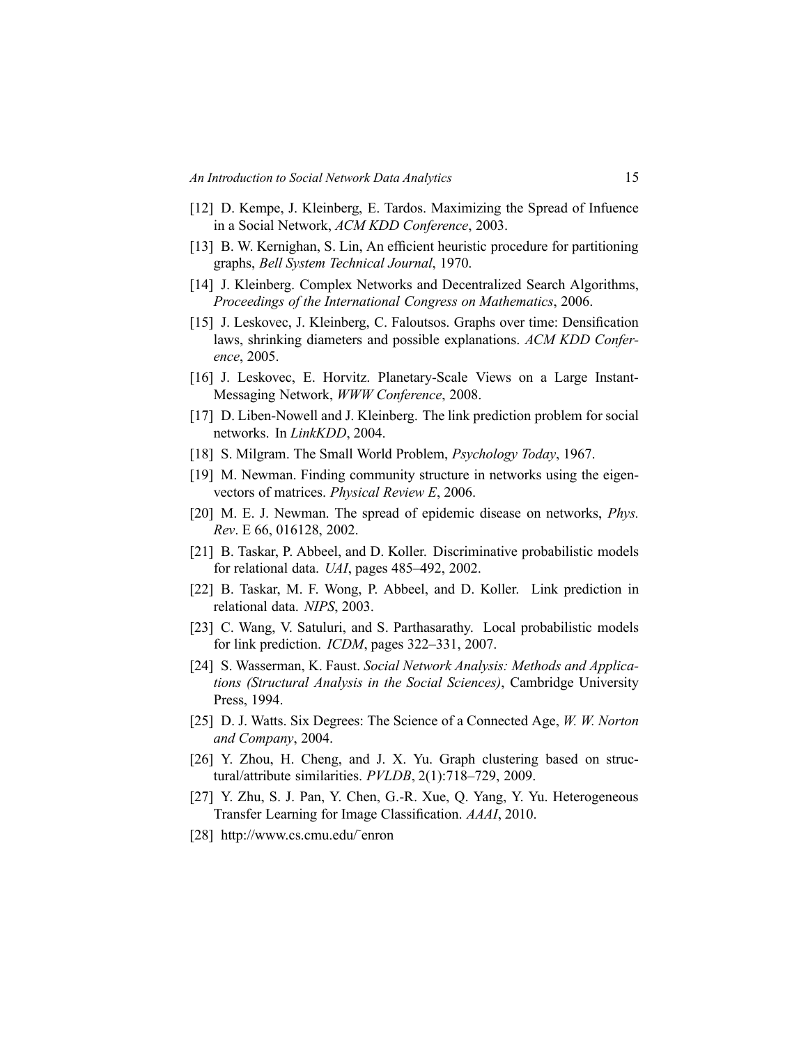[12] D. Kempe, J. Kleinberg, E. Tardos. Maximizing the Spread of Infuence in a Social Network, *ACM KDD Conference*, 2003.

[13] B. W. Kernighan, S. Lin, An efficient heuristic procedure for partitioning graphs, *Bell System Technical Journal*, 1970.

[14] J. Kleinberg. Complex Networks and Decentralized Search Algorithms, *Proceedings of the International Congress on Mathematics*, 2006.

[15] J. Leskovec, J. Kleinberg, C. Faloutsos. Graphs over time: Densification laws, shrinking diameters and possible explanations. *ACM KDD Conference*, 2005.

[16] J. Leskovec, E. Horvitz. Planetary-Scale Views on a Large Instant-Messaging Network, *WWW Conference*, 2008.

[17] D. Liben-Nowell and J. Kleinberg. The link prediction problem for social networks. In *LinkKDD*, 2004.

[18] S. Milgram. The Small World Problem, *Psychology Today*, 1967.

[19] M. Newman. Finding community structure in networks using the eigenvectors of matrices. *Physical Review E*, 2006.

[20] M. E. J. Newman. The spread of epidemic disease on networks, *Phys. Rev*. E 66, 016128, 2002.

[21] B. Taskar, P. Abbeel, and D. Koller. Discriminative probabilistic models for relational data. *UAI*, pages 485–492, 2002.

[22] B. Taskar, M. F. Wong, P. Abbeel, and D. Koller. Link prediction in relational data. *NIPS*, 2003.

[23] C. Wang, V. Satuluri, and S. Parthasarathy. Local probabilistic models for link prediction. *ICDM*, pages 322–331, 2007.

[24] S. Wasserman, K. Faust. *Social Network Analysis: Methods and Applications (Structural Analysis in the Social Sciences)*, Cambridge University Press, 1994.

[25] D. J. Watts. Six Degrees: The Science of a Connected Age, *W. W. Norton and Company*, 2004.

[26] Y. Zhou, H. Cheng, and J. X. Yu. Graph clustering based on structural/attribute similarities. *PVLDB*, 2(1):718–729, 2009.

[27] Y. Zhu, S. J. Pan, Y. Chen, G.-R. Xue, Q. Yang, Y. Yu. Heterogeneous Transfer Learning for Image Classification. *AAAI*, 2010.

[28] http://www.cs.cmu.edu/˜enron